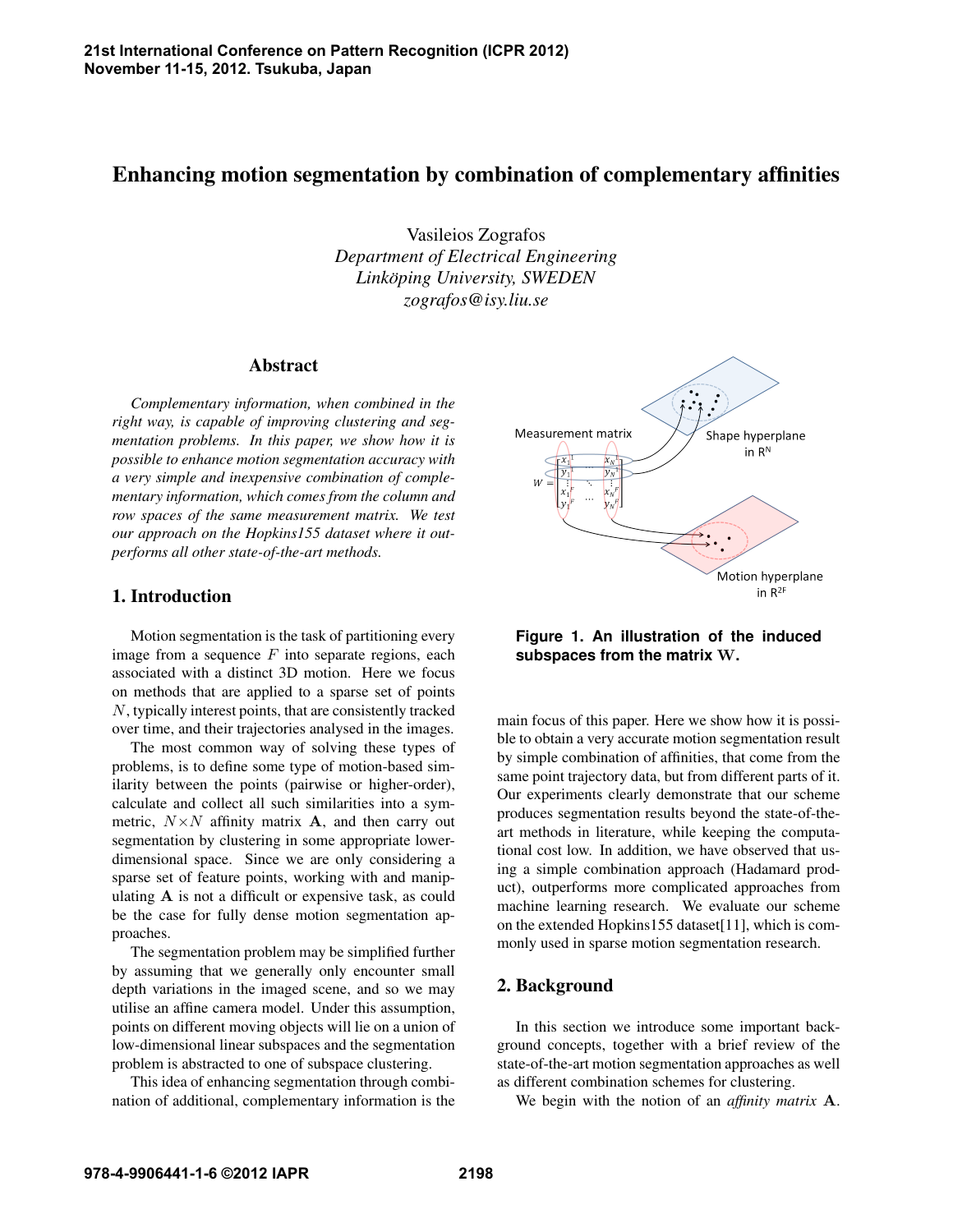# Enhancing motion segmentation by combination of complementary affinities

Vasileios Zografos  
*Department of Electrical Engineering*  
*Linköping University, SWEDEN*  
*zografos@isy.liu.se*

## Abstract

*Complementary information, when combined in the right way, is capable of improving clustering and segmentation problems. In this paper, we show how it is possible to enhance motion segmentation accuracy with a very simple and inexpensive combination of complementary information, which comes from the column and row spaces of the same measurement matrix. We test our approach on the Hopkins155 dataset where it outperforms all other state-of-the-art methods.*

## 1. Introduction

Motion segmentation is the task of partitioning every image from a sequence $F$ into separate regions, each associated with a distinct 3D motion. Here we focus on methods that are applied to a sparse set of points $N$, typically interest points, that are consistently tracked over time, and their trajectories analysed in the images.

The most common way of solving these types of problems, is to define some type of motion-based similarity between the points (pairwise or higher-order), calculate and collect all such similarities into a symmetric, $N \times N$ affinity matrix $\mathbf{A}$, and then carry out segmentation by clustering in some appropriate lower-dimensional space. Since we are only considering a sparse set of feature points, working with and manipulating $\mathbf{A}$ is not a difficult or expensive task, as could be the case for fully dense motion segmentation approaches.

The segmentation problem may be simplified further by assuming that we generally only encounter small depth variations in the imaged scene, and so we may utilise an affine camera model. Under this assumption, points on different moving objects will lie on a union of low-dimensional linear subspaces and the segmentation problem is abstracted to one of subspace clustering.

This idea of enhancing segmentation through combination of additional, complementary information is the main focus of this paper. Here we show how it is possible to obtain a very accurate motion segmentation result by simple combination of affinities, that come from the same point trajectory data, but from different parts of it. Our experiments clearly demonstrate that our scheme produces segmentation results beyond the state-of-the-art methods in literature, while keeping the computational cost low. In addition, we have observed that using a simple combination approach (Hadamard product), outperforms more complicated approaches from machine learning research. We evaluate our scheme on the extended Hopkins155 dataset[11], which is commonly used in sparse motion segmentation research.

**Figure 1. An illustration of the induced subspaces from the matrix $\mathbf{W}$.**

## 2. Background

In this section we introduce some important background concepts, together with a brief review of the state-of-the-art motion segmentation approaches as well as different combination schemes for clustering.

We begin with the notion of an *affinity matrix* $\mathbf{A}$.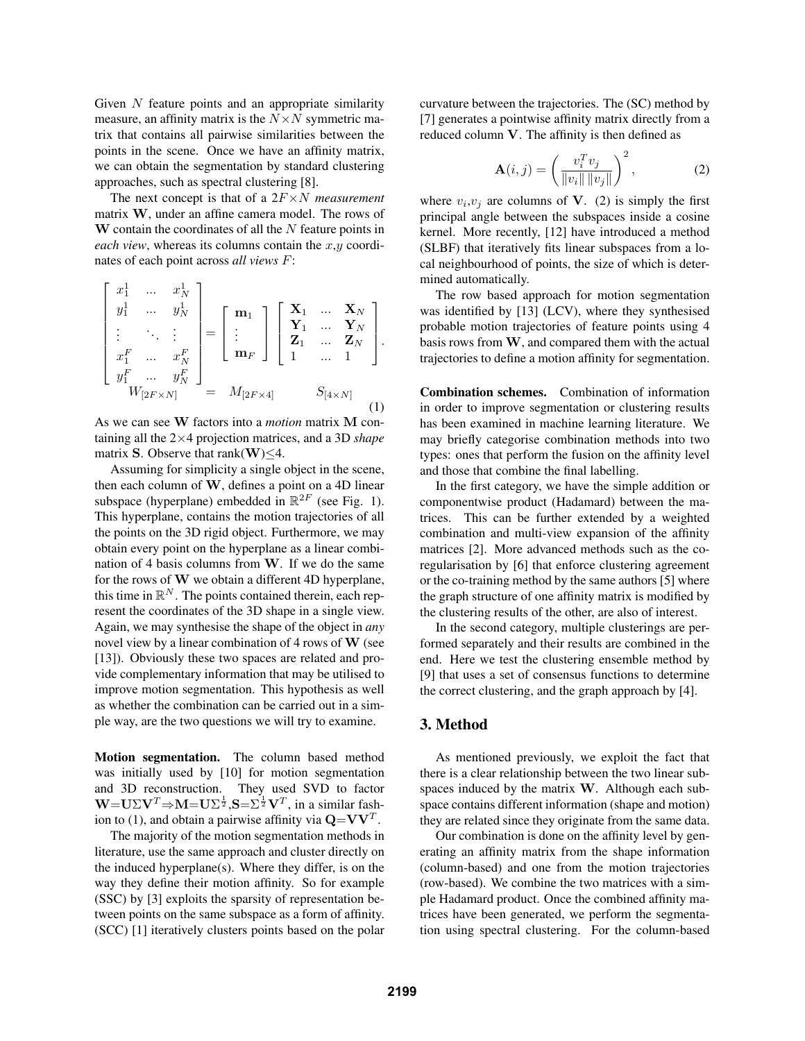Given $N$ feature points and an appropriate similarity measure, an affinity matrix is the $N \times N$ symmetric matrix that contains all pairwise similarities between the points in the scene. Once we have an affinity matrix, we can obtain the segmentation by standard clustering approaches, such as spectral clustering [8].

The next concept is that of a $2F \times N$ *measurement* matrix $\mathbf{W}$, under an affine camera model. The rows of $\mathbf{W}$ contain the coordinates of all the $N$ feature points in *each view*, whereas its columns contain the $x$,$y$ coordinates of each point across *all views* $F$:

$$
\underset{W_{[2F \times N]}}{\begin{bmatrix} x_1^1 & \dots & x_N^1 \\ y_1^1 & \dots & y_N^1 \\ \vdots & \ddots & \vdots \\ x_1^F & \dots & x_N^F \\ y_1^F & \dots & y_N^F \end{bmatrix}} = \underset{M_{[2F \times 4]}}{\begin{bmatrix} \mathbf{m}_1 \\ \vdots \\ \mathbf{m}_F \end{bmatrix}} \underset{S_{[4 \times N]}}{\begin{bmatrix} \mathbf{X}_1 & \dots & \mathbf{X}_N \\ \mathbf{Y}_1 & \dots & \mathbf{Y}_N \\ \mathbf{Z}_1 & \dots & \mathbf{Z}_N \\ 1 & \dots & 1 \end{bmatrix}}. \tag{1}
$$

As we can see $\mathbf{W}$ factors into a *motion* matrix $\mathbf{M}$ containing all the $2 \times 4$ projection matrices, and a 3D *shape* matrix $\mathbf{S}$. Observe that rank($\mathbf{W}$)$\leq$4.

Assuming for simplicity a single object in the scene, then each column of $\mathbf{W}$, defines a point on a 4D linear subspace (hyperplane) embedded in $\mathbb{R}^{2F}$ (see Fig. 1). This hyperplane, contains the motion trajectories of all the points on the 3D rigid object. Furthermore, we may obtain every point on the hyperplane as a linear combination of 4 basis columns from $\mathbf{W}$. If we do the same for the rows of $\mathbf{W}$ we obtain a different 4D hyperplane, this time in $\mathbb{R}^N$. The points contained therein, each represent the coordinates of the 3D shape in a single view. Again, we may synthesise the shape of the object in *any* novel view by a linear combination of 4 rows of $\mathbf{W}$ (see [13]). Obviously these two spaces are related and provide complementary information that may be utilised to improve motion segmentation. This hypothesis as well as whether the combination can be carried out in a simple way, are the two questions we will try to examine.

**Motion segmentation.** The column based method was initially used by [10] for motion segmentation and 3D reconstruction. They used SVD to factor $\mathbf{W}{=}\mathbf{U}\Sigma\mathbf{V}^T{\Rightarrow}\mathbf{M}{=}\mathbf{U}\Sigma^{\frac{1}{2}}$,$\mathbf{S}{=}\Sigma^{\frac{1}{2}}\mathbf{V}^T$, in a similar fashion to (1), and obtain a pairwise affinity via $\mathbf{Q}{=}\mathbf{V}\mathbf{V}^T$.

The majority of the motion segmentation methods in literature, use the same approach and cluster directly on the induced hyperplane(s). Where they differ, is on the way they define their motion affinity. So for example (SSC) by [3] exploits the sparsity of representation between points on the same subspace as a form of affinity. (SCC) [1] iteratively clusters points based on the polar curvature between the trajectories. The (SC) method by [7] generates a pointwise affinity matrix directly from a reduced column $\mathbf{V}$. The affinity is then defined as

$$
\mathbf{A}(i,j) = \left( \frac{v_i^T v_j}{\|v_i\| \, \|v_j\|} \right)^2, \tag{2}
$$

where $v_i$,$v_j$ are columns of $\mathbf{V}$. (2) is simply the first principal angle between the subspaces inside a cosine kernel. More recently, [12] have introduced a method (SLBF) that iteratively fits linear subspaces from a local neighbourhood of points, the size of which is determined automatically.

The row based approach for motion segmentation was identified by [13] (LCV), where they synthesised probable motion trajectories of feature points using 4 basis rows from $\mathbf{W}$, and compared them with the actual trajectories to define a motion affinity for segmentation.

**Combination schemes.** Combination of information in order to improve segmentation or clustering results has been examined in machine learning literature. We may briefly categorise combination methods into two types: ones that perform the fusion on the affinity level and those that combine the final labelling.

In the first category, we have the simple addition or componentwise product (Hadamard) between the matrices. This can be further extended by a weighted combination and multi-view expansion of the affinity matrices [2]. More advanced methods such as the co-regularisation by [6] that enforce clustering agreement or the co-training method by the same authors [5] where the graph structure of one affinity matrix is modified by the clustering results of the other, are also of interest.

In the second category, multiple clusterings are performed separately and their results are combined in the end. Here we test the clustering ensemble method by [9] that uses a set of consensus functions to determine the correct clustering, and the graph approach by [4].

## 3. Method

As mentioned previously, we exploit the fact that there is a clear relationship between the two linear subspaces induced by the matrix $\mathbf{W}$. Although each subspace contains different information (shape and motion) they are related since they originate from the same data.

Our combination is done on the affinity level by generating an affinity matrix from the shape information (column-based) and one from the motion trajectories (row-based). We combine the two matrices with a simple Hadamard product. Once the combined affinity matrices have been generated, we perform the segmentation using spectral clustering. For the column-based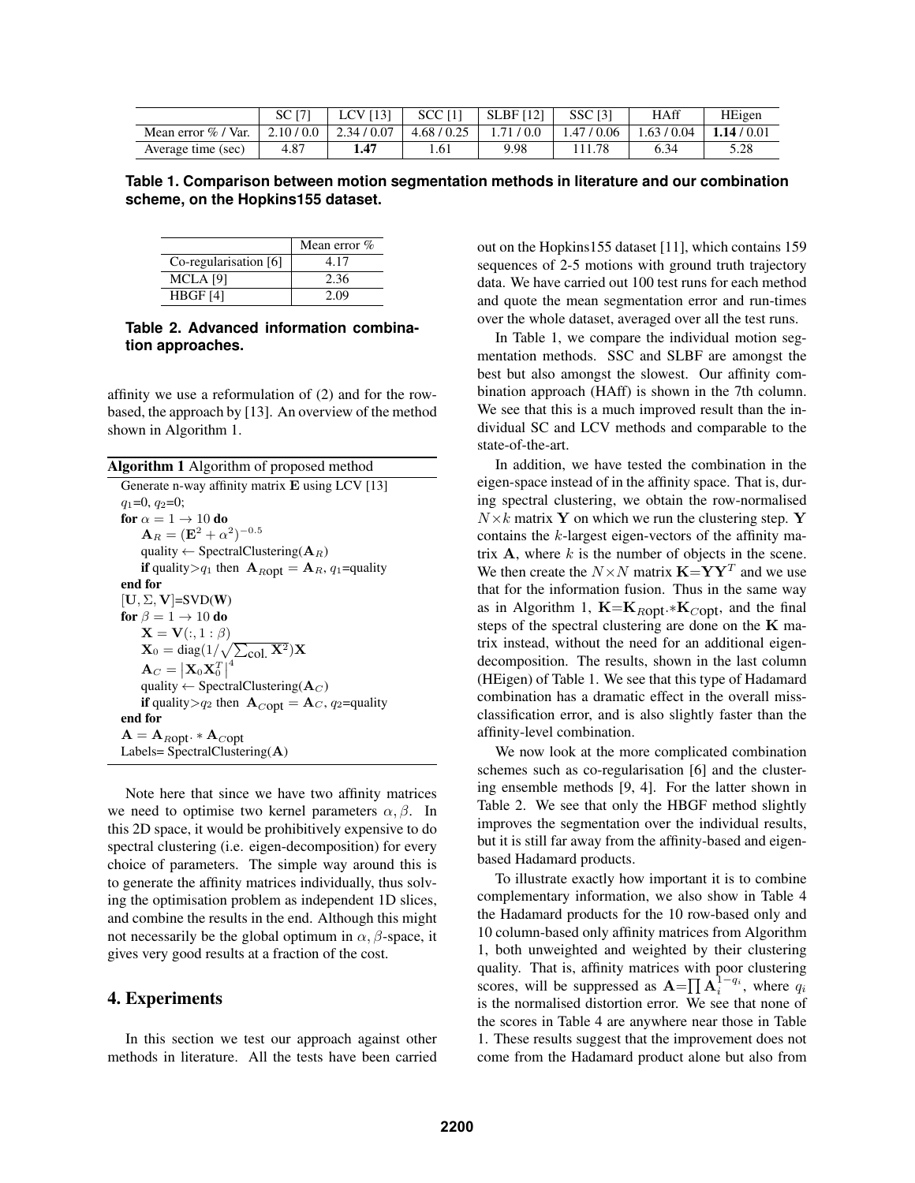|  | SC [7] | LCV [13] | SCC [1] | SLBF [12] | SSC [3] | HAff | HEigen |
| --- | --- | --- | --- | --- | --- | --- | --- |
| Mean error % / Var. | 2.10 / 0.0 | 2.34 / 0.07 | 4.68 / 0.25 | 1.71 / 0.0 | 1.47 / 0.06 | 1.63 / 0.04 | **1.14** / 0.01 |
| Average time (sec) | 4.87 | **1.47** | 1.61 | 9.98 | 111.78 | 6.34 | 5.28 |

**Table 1. Comparison between motion segmentation methods in literature and our combination scheme, on the Hopkins155 dataset.**

|  | Mean error % |
| --- | --- |
| Co-regularisation [6] | 4.17 |
| MCLA [9] | 2.36 |
| HBGF [4] | 2.09 |

**Table 2. Advanced information combination approaches.**

affinity we use a reformulation of (2) and for the row-based, the approach by [13]. An overview of the method shown in Algorithm 1.

**Algorithm 1** Algorithm of proposed method

```
Generate n-way affinity matrix E using LCV [13]
q1=0, q2=0;
for α = 1 → 10 do
    A_R = (E^2 + α^2)^(-0.5)
    quality ← SpectralClustering(A_R)
    if quality>q1 then A_Ropt = A_R, q1=quality
end for
[U, Σ, V]=SVD(W)
for β = 1 → 10 do
    X = V(:, 1 : β)
    X_0 = diag(1/√(Σ_col. X^2))X
    A_C = |X_0 X_0^T|^4
    quality ← SpectralClustering(A_C)
    if quality>q2 then A_Copt = A_C, q2=quality
end for
A = A_Ropt .* A_Copt
Labels= SpectralClustering(A)
```

Note here that since we have two affinity matrices we need to optimise two kernel parameters $\alpha, \beta$. In this 2D space, it would be prohibitively expensive to do spectral clustering (i.e. eigen-decomposition) for every choice of parameters. The simple way around this is to generate the affinity matrices individually, thus solving the optimisation problem as independent 1D slices, and combine the results in the end. Although this might not necessarily be the global optimum in $\alpha, \beta$-space, it gives very good results at a fraction of the cost.

## 4. Experiments

In this section we test our approach against other methods in literature. All the tests have been carried out on the Hopkins155 dataset [11], which contains 159 sequences of 2-5 motions with ground truth trajectory data. We have carried out 100 test runs for each method and quote the mean segmentation error and run-times over the whole dataset, averaged over all the test runs.

In Table 1, we compare the individual motion segmentation methods. SSC and SLBF are amongst the best but also amongst the slowest. Our affinity combination approach (HAff) is shown in the 7th column. We see that this is a much improved result than the individual SC and LCV methods and comparable to the state-of-the-art.

In addition, we have tested the combination in the eigen-space instead of in the affinity space. That is, during spectral clustering, we obtain the row-normalised $N \times k$ matrix $\mathbf{Y}$ on which we run the clustering step. $\mathbf{Y}$ contains the $k$-largest eigen-vectors of the affinity matrix $\mathbf{A}$, where $k$ is the number of objects in the scene. We then create the $N \times N$ matrix $\mathbf{K}=\mathbf{Y}\mathbf{Y}^T$ and we use that for the information fusion. Thus in the same way as in Algorithm 1, $\mathbf{K}=\mathbf{K}_{R\text{opt}}.*\mathbf{K}_{C\text{opt}}$, and the final steps of the spectral clustering are done on the $\mathbf{K}$ matrix instead, without the need for an additional eigen-decomposition. The results, shown in the last column (HEigen) of Table 1. We see that this type of Hadamard combination has a dramatic effect in the overall miss-classification error, and is also slightly faster than the affinity-level combination.

We now look at the more complicated combination schemes such as co-regularisation [6] and the clustering ensemble methods [9, 4]. For the latter shown in Table 2. We see that only the HBGF method slightly improves the segmentation over the individual results, but it is still far away from the affinity-based and eigen-based Hadamard products.

To illustrate exactly how important it is to combine complementary information, we also show in Table 4 the Hadamard products for the 10 row-based only and 10 column-based only affinity matrices from Algorithm 1, both unweighted and weighted by their clustering quality. That is, affinity matrices with poor clustering scores, will be suppressed as $\mathbf{A}=\prod \mathbf{A}_i^{1-q_i}$, where $q_i$ is the normalised distortion error. We see that none of the scores in Table 4 are anywhere near those in Table 1. These results suggest that the improvement does not come from the Hadamard product alone but also from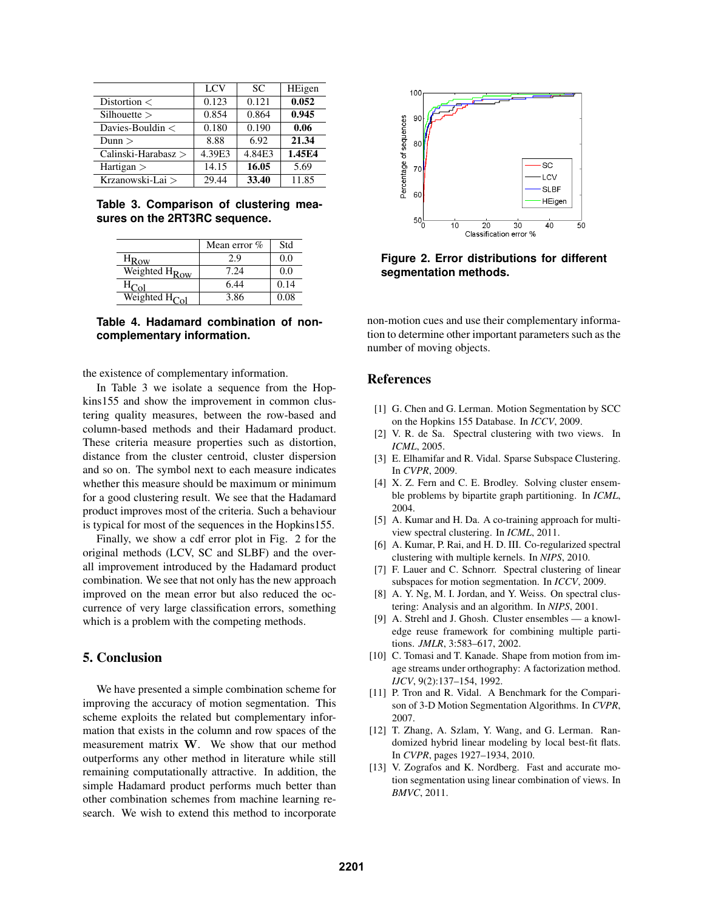| | LCV | SC | HEigen |
|---|---|---|---|
| Distortion < | 0.123 | 0.121 | **0.052** |
| Silhouette > | 0.854 | 0.864 | **0.945** |
| Davies-Bouldin < | 0.180 | 0.190 | **0.06** |
| Dunn > | 8.88 | 6.92 | **21.34** |
| Calinski-Harabasz > | 4.39E3 | 4.84E3 | **1.45E4** |
| Hartigan > | 14.15 | **16.05** | 5.69 |
| Krzanowski-Lai > | 29.44 | **33.40** | 11.85 |

**Table 3. Comparison of clustering measures on the 2RT3RC sequence.**

| | Mean error % | Std |
|---|---|---|
| $H_{Row}$ | 2.9 | 0.0 |
| Weighted $H_{Row}$ | 7.24 | 0.0 |
| $H_{Col}$ | 6.44 | 0.14 |
| Weighted $H_{Col}$ | 3.86 | 0.08 |

**Table 4. Hadamard combination of non-complementary information.**

the existence of complementary information.

In Table 3 we isolate a sequence from the Hopkins155 and show the improvement in common clustering quality measures, between the row-based and column-based methods and their Hadamard product. These criteria measure properties such as distortion, distance from the cluster centroid, cluster dispersion and so on. The symbol next to each measure indicates whether this measure should be maximum or minimum for a good clustering result. We see that the Hadamard product improves most of the criteria. Such a behaviour is typical for most of the sequences in the Hopkins155.

Finally, we show a cdf error plot in Fig. 2 for the original methods (LCV, SC and SLBF) and the overall improvement introduced by the Hadamard product combination. We see that not only has the new approach improved on the mean error but also reduced the occurrence of very large classification errors, something which is a problem with the competing methods.

100
90
80
70
60
50
0
10
20
30
40
50
Percentage of sequences
Classification error %
SC
LCV
SLBF
HEigen

**Figure 2. Error distributions for different segmentation methods.**

## 5. Conclusion

We have presented a simple combination scheme for improving the accuracy of motion segmentation. This scheme exploits the related but complementary information that exists in the column and row spaces of the measurement matrix $\mathbf{W}$. We show that our method outperforms any other method in literature while still remaining computationally attractive. In addition, the simple Hadamard product performs much better than other combination schemes from machine learning research. We wish to extend this method to incorporate non-motion cues and use their complementary information to determine other important parameters such as the number of moving objects.

## References

[1] G. Chen and G. Lerman. Motion Segmentation by SCC on the Hopkins 155 Database. In *ICCV*, 2009.

[2] V. R. de Sa. Spectral clustering with two views. In *ICML*, 2005.

[3] E. Elhamifar and R. Vidal. Sparse Subspace Clustering. In *CVPR*, 2009.

[4] X. Z. Fern and C. E. Brodley. Solving cluster ensemble problems by bipartite graph partitioning. In *ICML*, 2004.

[5] A. Kumar and H. Da. A co-training approach for multi-view spectral clustering. In *ICML*, 2011.

[6] A. Kumar, P. Rai, and H. D. III. Co-regularized spectral clustering with multiple kernels. In *NIPS*, 2010.

[7] F. Lauer and C. Schnorr. Spectral clustering of linear subspaces for motion segmentation. In *ICCV*, 2009.

[8] A. Y. Ng, M. I. Jordan, and Y. Weiss. On spectral clustering: Analysis and an algorithm. In *NIPS*, 2001.

[9] A. Strehl and J. Ghosh. Cluster ensembles — a knowledge reuse framework for combining multiple partitions. *JMLR*, 3:583–617, 2002.

[10] C. Tomasi and T. Kanade. Shape from motion from image streams under orthography: A factorization method. *IJCV*, 9(2):137–154, 1992.

[11] P. Tron and R. Vidal. A Benchmark for the Comparison of 3-D Motion Segmentation Algorithms. In *CVPR*, 2007.

[12] T. Zhang, A. Szlam, Y. Wang, and G. Lerman. Randomized hybrid linear modeling by local best-fit flats. In *CVPR*, pages 1927–1934, 2010.

[13] V. Zografos and K. Nordberg. Fast and accurate motion segmentation using linear combination of views. In *BMVC*, 2011.